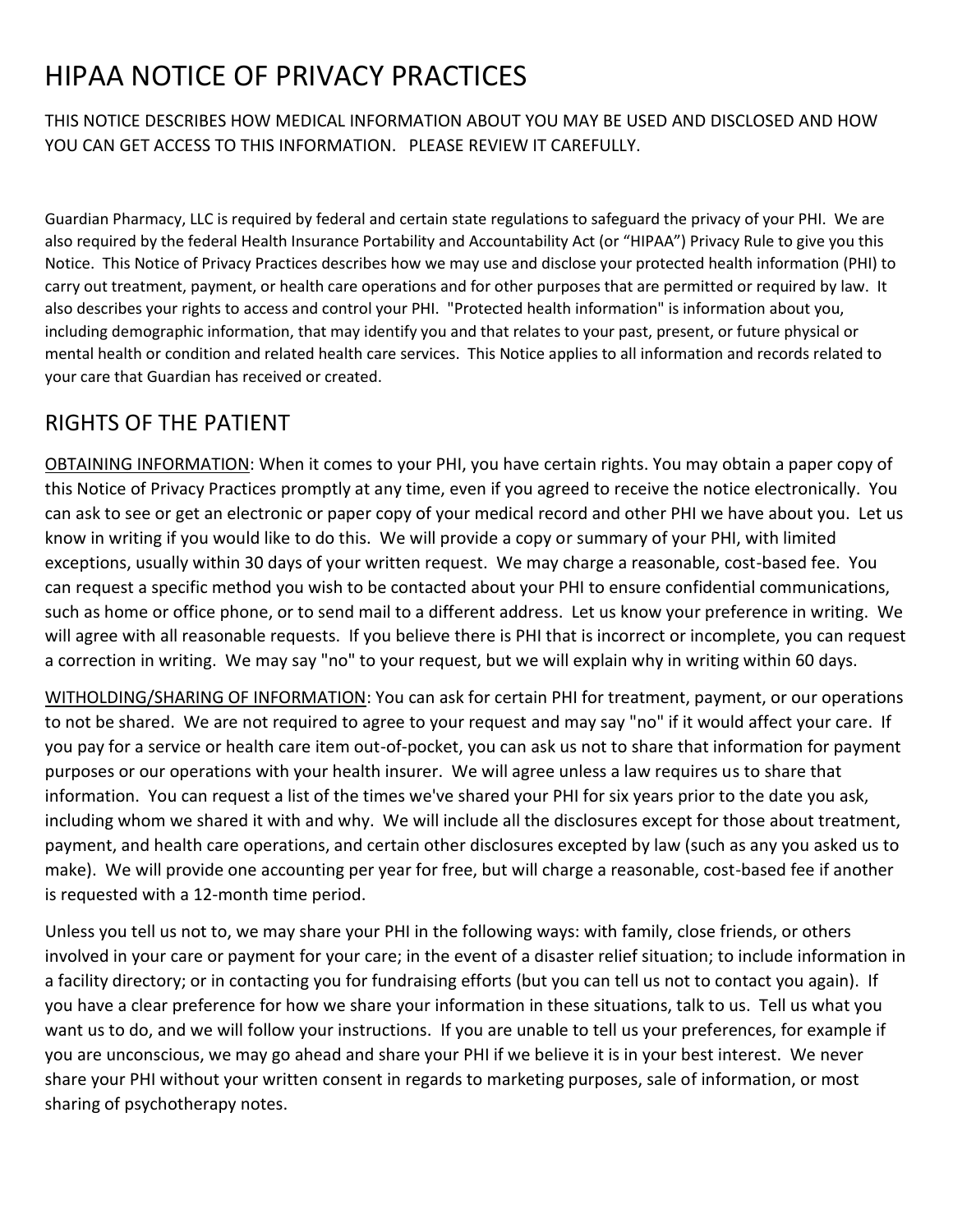# HIPAA NOTICE OF PRIVACY PRACTICES

THIS NOTICE DESCRIBES HOW MEDICAL INFORMATION ABOUT YOU MAY BE USED AND DISCLOSED AND HOW YOU CAN GET ACCESS TO THIS INFORMATION. PLEASE REVIEW IT CAREFULLY.

Guardian Pharmacy, LLC is required by federal and certain state regulations to safeguard the privacy of your PHI. We are also required by the federal Health Insurance Portability and Accountability Act (or "HIPAA") Privacy Rule to give you this Notice. This Notice of Privacy Practices describes how we may use and disclose your protected health information (PHI) to carry out treatment, payment, or health care operations and for other purposes that are permitted or required by law. It also describes your rights to access and control your PHI. "Protected health information" is information about you, including demographic information, that may identify you and that relates to your past, present, or future physical or mental health or condition and related health care services. This Notice applies to all information and records related to your care that Guardian has received or created.

## RIGHTS OF THE PATIENT

<u>OBTAINING INFORMATION</u>: When it comes to your PHI, you have certain rights. You may obtain a paper copy of this Notice of Privacy Practices promptly at any time, even if you agreed to receive the notice electronically. You can ask to see or get an electronic or paper copy of your medical record and other PHI we have about you. Let us know in writing if you would like to do this. We will provide a copy or summary of your PHI, with limited exceptions, usually within 30 days of your written request. We may charge a reasonable, cost-based fee. You can request a specific method you wish to be contacted about your PHI to ensure confidential communications, such as home or office phone, or to send mail to a different address. Let us know your preference in writing. We will agree with all reasonable requests. If you believe there is PHI that is incorrect or incomplete, you can request a correction in writing. We may say "no" to your request, but we will explain why in writing within 60 days.

<u>WITHOLDING/SHARING OF INFORMATION</u>: You can ask for certain PHI for treatment, payment, or our operations to not be shared. We are not required to agree to your request and may say "no" if it would affect your care. If you pay for a service or health care item out-of-pocket, you can ask us not to share that information for payment purposes or our operations with your health insurer. We will agree unless a law requires us to share that information. You can request a list of the times we've shared your PHI for six years prior to the date you ask, including whom we shared it with and why. We will include all the disclosures except for those about treatment, payment, and health care operations, and certain other disclosures excepted by law (such as any you asked us to make). We will provide one accounting per year for free, but will charge a reasonable, cost-based fee if another is requested with a 12-month time period.

Unless you tell us not to, we may share your PHI in the following ways: with family, close friends, or others involved in your care or payment for your care; in the event of a disaster relief situation; to include information in a facility directory; or in contacting you for fundraising efforts (but you can tell us not to contact you again). If you have a clear preference for how we share your information in these situations, talk to us. Tell us what you want us to do, and we will follow your instructions. If you are unable to tell us your preferences, for example if you are unconscious, we may go ahead and share your PHI if we believe it is in your best interest. We never share your PHI without your written consent in regards to marketing purposes, sale of information, or most sharing of psychotherapy notes.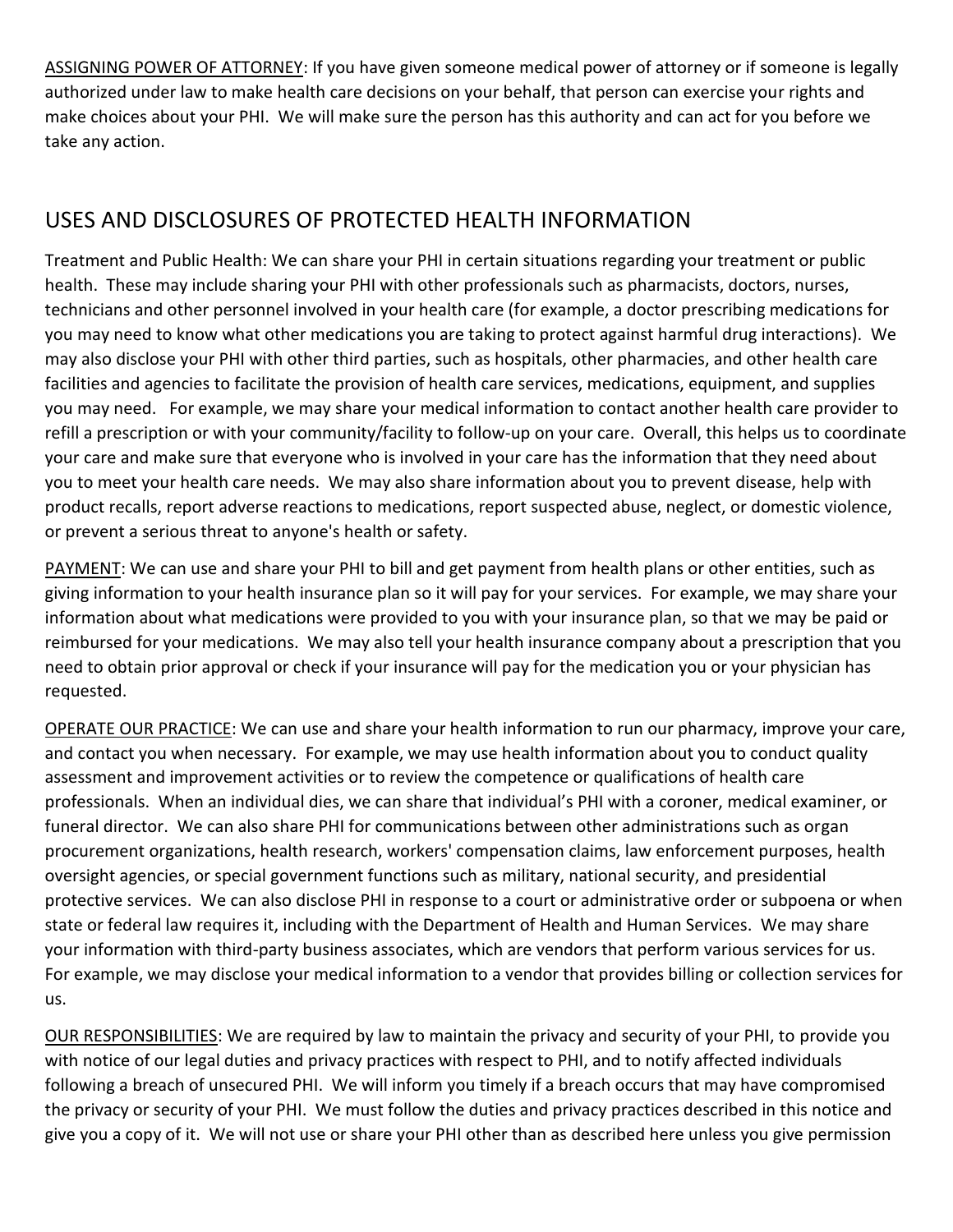<u>ASSIGNING POWER OF ATTORNEY</u>: If you have given someone medical power of attorney or if someone is legally authorized under law to make health care decisions on your behalf, that person can exercise your rights and make choices about your PHI. We will make sure the person has this authority and can act for you before we take any action.

## USES AND DISCLOSURES OF PROTECTED HEALTH INFORMATION

Treatment and Public Health: We can share your PHI in certain situations regarding your treatment or public health. These may include sharing your PHI with other professionals such as pharmacists, doctors, nurses, technicians and other personnel involved in your health care (for example, a doctor prescribing medications for you may need to know what other medications you are taking to protect against harmful drug interactions). We may also disclose your PHI with other third parties, such as hospitals, other pharmacies, and other health care facilities and agencies to facilitate the provision of health care services, medications, equipment, and supplies you may need. For example, we may share your medical information to contact another health care provider to refill a prescription or with your community/facility to follow-up on your care. Overall, this helps us to coordinate your care and make sure that everyone who is involved in your care has the information that they need about you to meet your health care needs. We may also share information about you to prevent disease, help with product recalls, report adverse reactions to medications, report suspected abuse, neglect, or domestic violence, or prevent a serious threat to anyone's health or safety.

<u>PAYMENT</u>: We can use and share your PHI to bill and get payment from health plans or other entities, such as giving information to your health insurance plan so it will pay for your services. For example, we may share your information about what medications were provided to you with your insurance plan, so that we may be paid or reimbursed for your medications. We may also tell your health insurance company about a prescription that you need to obtain prior approval or check if your insurance will pay for the medication you or your physician has requested.

<u>OPERATE OUR PRACTICE</u>: We can use and share your health information to run our pharmacy, improve your care, and contact you when necessary. For example, we may use health information about you to conduct quality assessment and improvement activities or to review the competence or qualifications of health care professionals. When an individual dies, we can share that individual's PHI with a coroner, medical examiner, or funeral director. We can also share PHI for communications between other administrations such as organ procurement organizations, health research, workers' compensation claims, law enforcement purposes, health oversight agencies, or special government functions such as military, national security, and presidential protective services. We can also disclose PHI in response to a court or administrative order or subpoena or when state or federal law requires it, including with the Department of Health and Human Services. We may share your information with third-party business associates, which are vendors that perform various services for us. For example, we may disclose your medical information to a vendor that provides billing or collection services for us.

<u>OUR RESPONSIBILITIES</u>: We are required by law to maintain the privacy and security of your PHI, to provide you with notice of our legal duties and privacy practices with respect to PHI, and to notify affected individuals following a breach of unsecured PHI. We will inform you timely if a breach occurs that may have compromised the privacy or security of your PHI. We must follow the duties and privacy practices described in this notice and give you a copy of it. We will not use or share your PHI other than as described here unless you give permission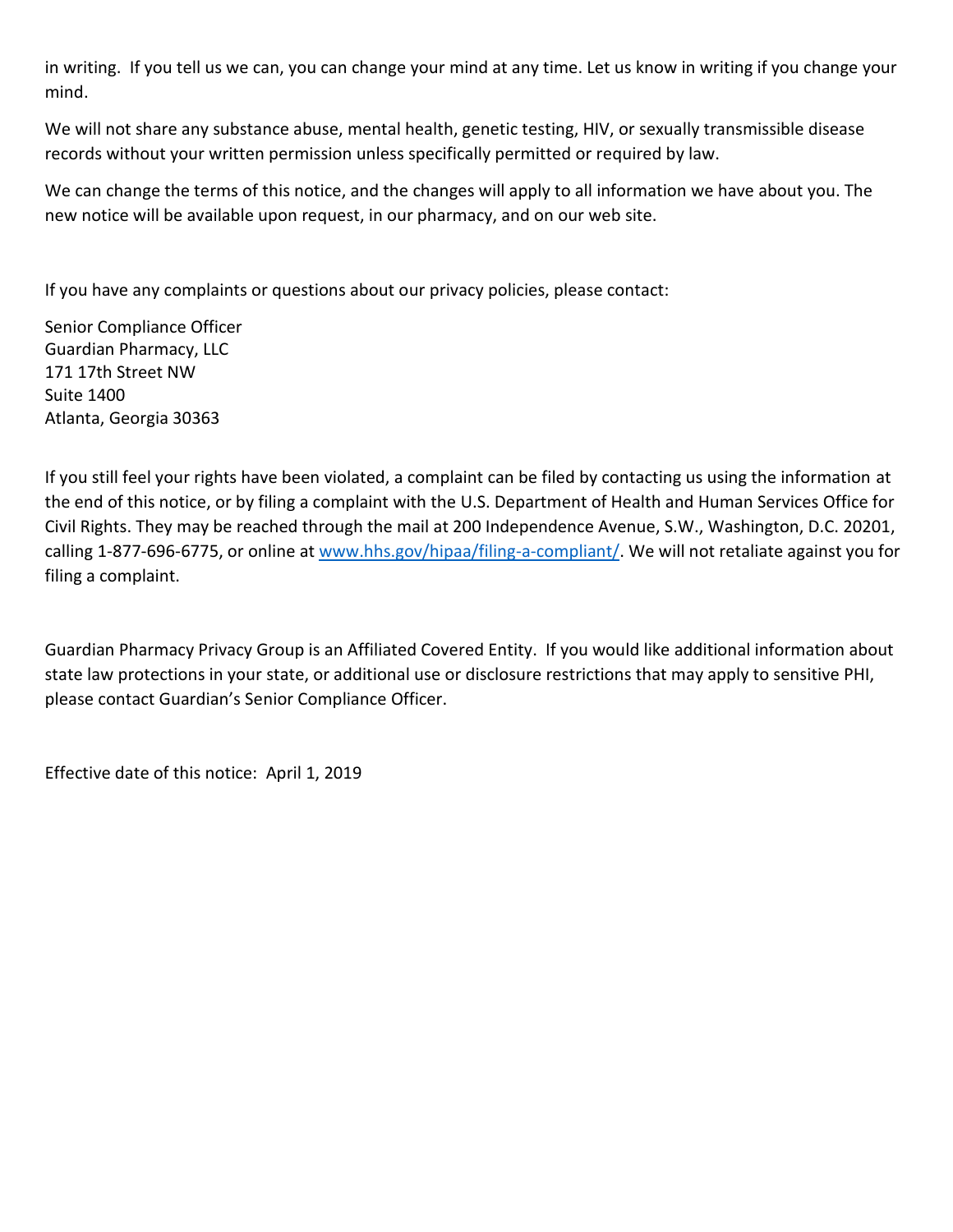in writing. If you tell us we can, you can change your mind at any time. Let us know in writing if you change your mind.

We will not share any substance abuse, mental health, genetic testing, HIV, or sexually transmissible disease records without your written permission unless specifically permitted or required by law.

We can change the terms of this notice, and the changes will apply to all information we have about you. The new notice will be available upon request, in our pharmacy, and on our web site.

If you have any complaints or questions about our privacy policies, please contact:

Senior Compliance Officer
Guardian Pharmacy, LLC
171 17th Street NW
Suite 1400
Atlanta, Georgia 30363

If you still feel your rights have been violated, a complaint can be filed by contacting us using the information at the end of this notice, or by filing a complaint with the U.S. Department of Health and Human Services Office for Civil Rights. They may be reached through the mail at 200 Independence Avenue, S.W., Washington, D.C. 20201, calling 1-877-696-6775, or online at [www.hhs.gov/hipaa/filing-a-compliant/](www.hhs.gov/hipaa/filing-a-compliant/). We will not retaliate against you for filing a complaint.

Guardian Pharmacy Privacy Group is an Affiliated Covered Entity. If you would like additional information about state law protections in your state, or additional use or disclosure restrictions that may apply to sensitive PHI, please contact Guardian's Senior Compliance Officer.

Effective date of this notice: April 1, 2019